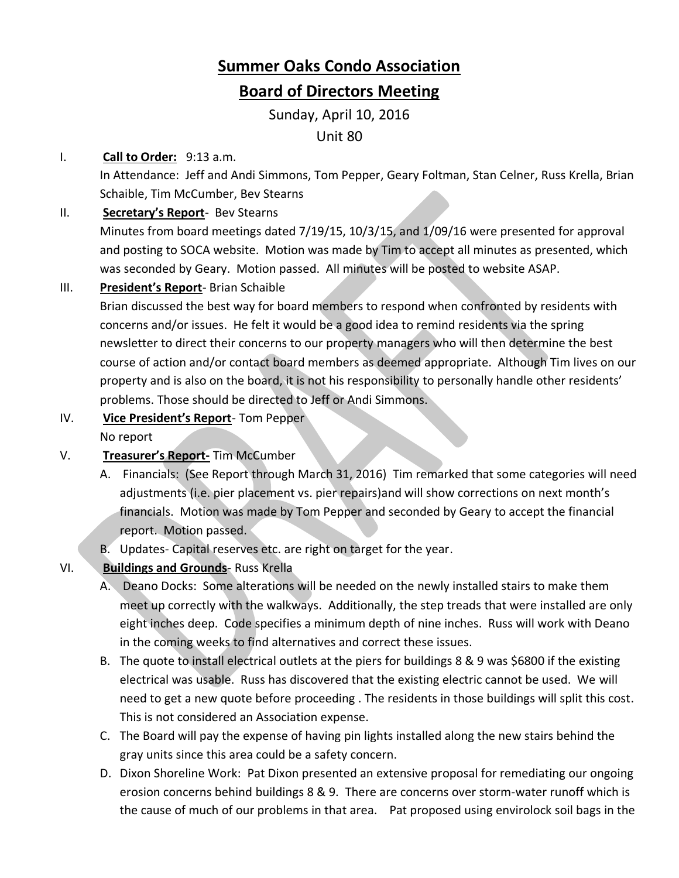# Summer Oaks Condo Association

## Board of Directors Meeting

Sunday, April 10, 2016

Unit 80

I. **Call to Order:** 9:13 a.m.

In Attendance: Jeff and Andi Simmons, Tom Pepper, Geary Foltman, Stan Celner, Russ Krella, Brian Schaible, Tim McCumber, Bev Stearns

II. **Secretary's Report**- Bev Stearns

Minutes from board meetings dated 7/19/15, 10/3/15, and 1/09/16 were presented for approval and posting to SOCA website. Motion was made by Tim to accept all minutes as presented, which was seconded by Geary. Motion passed. All minutes will be posted to website ASAP.

III. **President's Report**- Brian Schaible

Brian discussed the best way for board members to respond when confronted by residents with concerns and/or issues. He felt it would be a good idea to remind residents via the spring newsletter to direct their concerns to our property managers who will then determine the best course of action and/or contact board members as deemed appropriate. Although Tim lives on our property and is also on the board, it is not his responsibility to personally handle other residents' problems. Those should be directed to Jeff or Andi Simmons.

IV. **Vice President's Report**- Tom Pepper

No report

V. **Treasurer's Report-** Tim McCumber

A. Financials: (See Report through March 31, 2016) Tim remarked that some categories will need adjustments (i.e. pier placement vs. pier repairs)and will show corrections on next month's financials. Motion was made by Tom Pepper and seconded by Geary to accept the financial report. Motion passed.

B. Updates- Capital reserves etc. are right on target for the year.

VI. **Buildings and Grounds**- Russ Krella

A. Deano Docks: Some alterations will be needed on the newly installed stairs to make them meet up correctly with the walkways. Additionally, the step treads that were installed are only eight inches deep. Code specifies a minimum depth of nine inches. Russ will work with Deano in the coming weeks to find alternatives and correct these issues.

B. The quote to install electrical outlets at the piers for buildings 8 & 9 was $6800 if the existing electrical was usable. Russ has discovered that the existing electric cannot be used. We will need to get a new quote before proceeding . The residents in those buildings will split this cost. This is not considered an Association expense.

C. The Board will pay the expense of having pin lights installed along the new stairs behind the gray units since this area could be a safety concern.

D. Dixon Shoreline Work: Pat Dixon presented an extensive proposal for remediating our ongoing erosion concerns behind buildings 8 & 9. There are concerns over storm-water runoff which is the cause of much of our problems in that area. Pat proposed using envirolock soil bags in the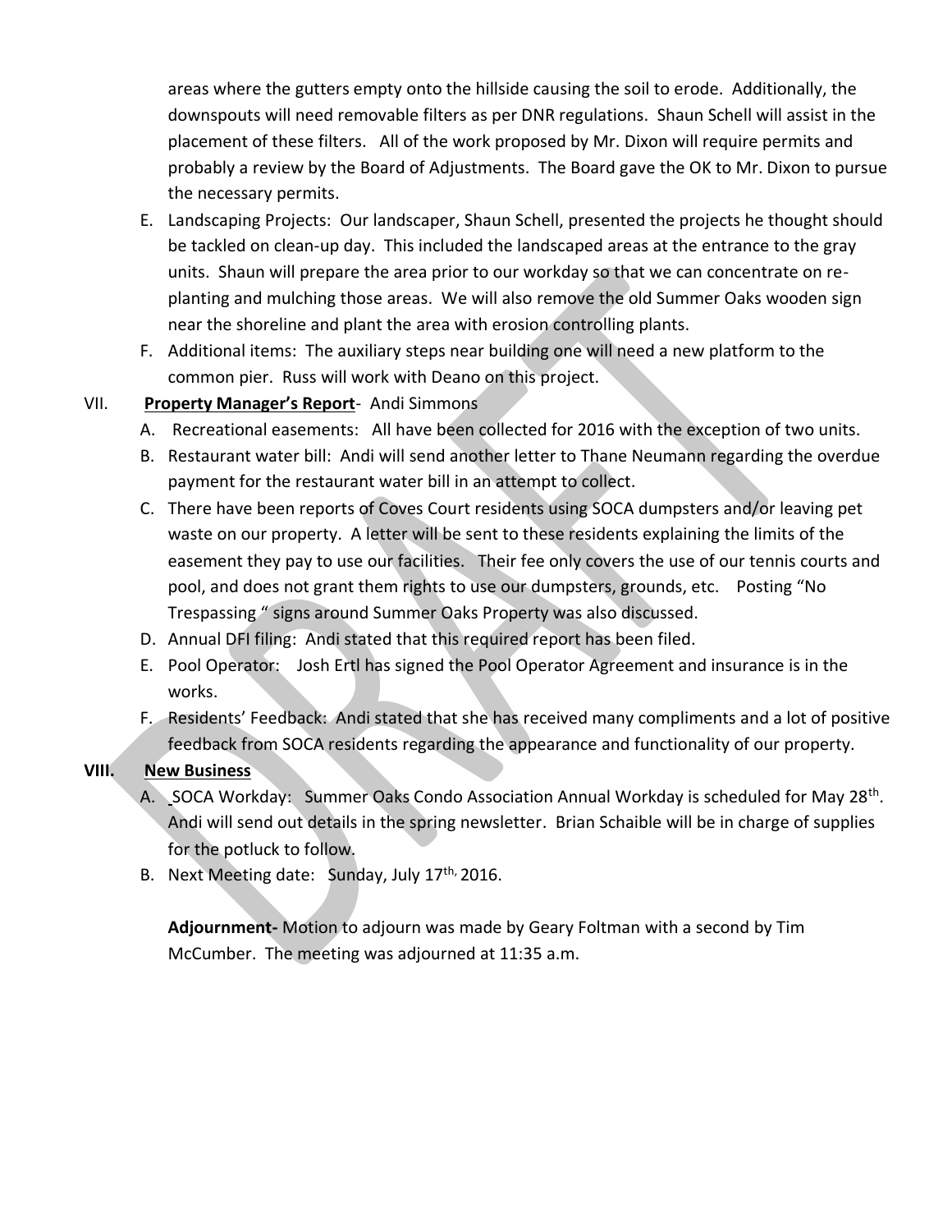areas where the gutters empty onto the hillside causing the soil to erode. Additionally, the downspouts will need removable filters as per DNR regulations. Shaun Schell will assist in the placement of these filters. All of the work proposed by Mr. Dixon will require permits and probably a review by the Board of Adjustments. The Board gave the OK to Mr. Dixon to pursue the necessary permits.

E. Landscaping Projects: Our landscaper, Shaun Schell, presented the projects he thought should be tackled on clean-up day. This included the landscaped areas at the entrance to the gray units. Shaun will prepare the area prior to our workday so that we can concentrate on re-planting and mulching those areas. We will also remove the old Summer Oaks wooden sign near the shoreline and plant the area with erosion controlling plants.

F. Additional items: The auxiliary steps near building one will need a new platform to the common pier. Russ will work with Deano on this project.

VII. **Property Manager's Report**- Andi Simmons

A. Recreational easements: All have been collected for 2016 with the exception of two units.

B. Restaurant water bill: Andi will send another letter to Thane Neumann regarding the overdue payment for the restaurant water bill in an attempt to collect.

C. There have been reports of Coves Court residents using SOCA dumpsters and/or leaving pet waste on our property. A letter will be sent to these residents explaining the limits of the easement they pay to use our facilities. Their fee only covers the use of our tennis courts and pool, and does not grant them rights to use our dumpsters, grounds, etc. Posting "No Trespassing " signs around Summer Oaks Property was also discussed.

D. Annual DFI filing: Andi stated that this required report has been filed.

E. Pool Operator: Josh Ertl has signed the Pool Operator Agreement and insurance is in the works.

F. Residents' Feedback: Andi stated that she has received many compliments and a lot of positive feedback from SOCA residents regarding the appearance and functionality of our property.

**VIII. New Business**

A. SOCA Workday: Summer Oaks Condo Association Annual Workday is scheduled for May 28th. Andi will send out details in the spring newsletter. Brian Schaible will be in charge of supplies for the potluck to follow.

B. Next Meeting date: Sunday, July 17th, 2016.

**Adjournment-** Motion to adjourn was made by Geary Foltman with a second by Tim McCumber. The meeting was adjourned at 11:35 a.m.